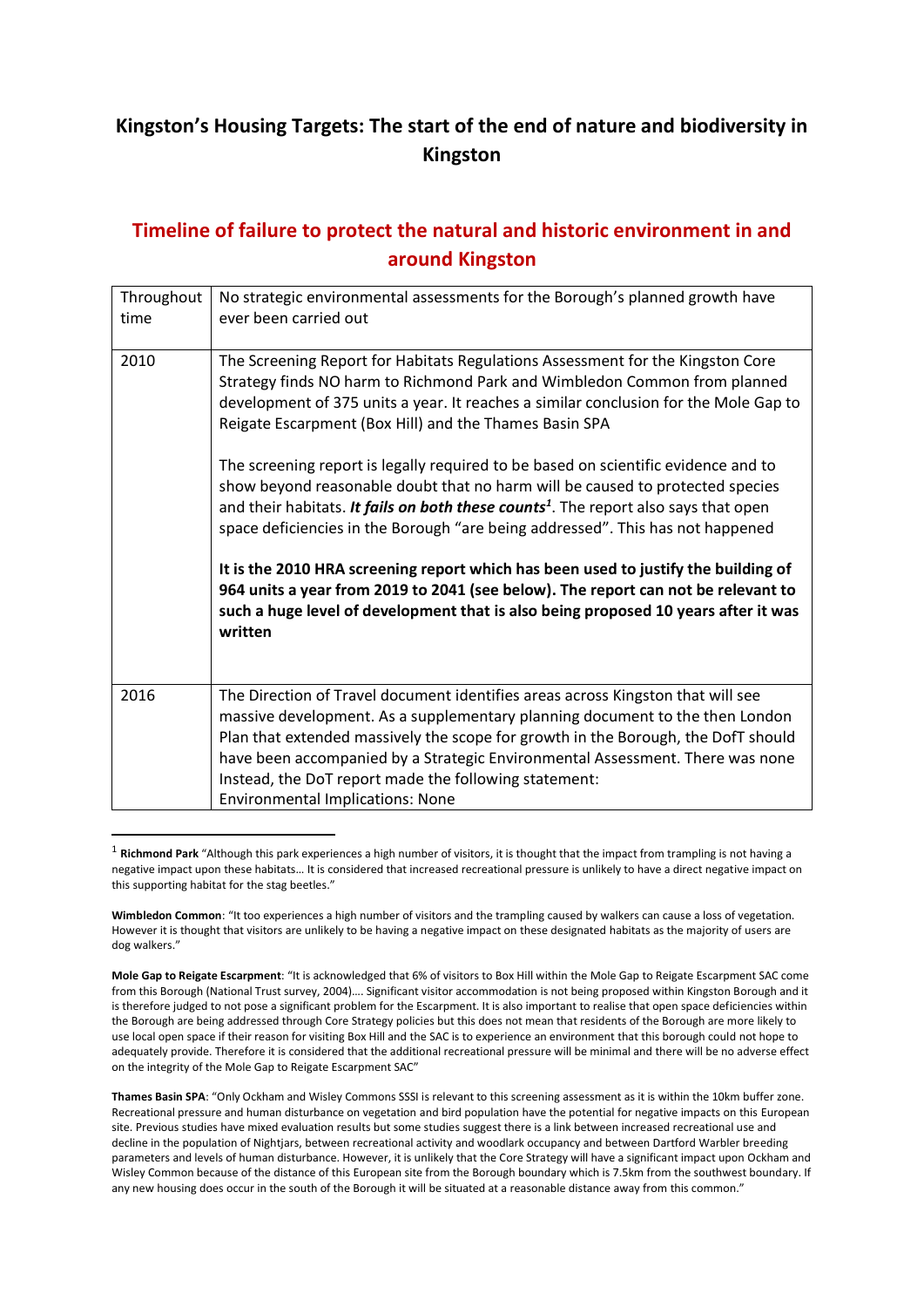## Kingston's Housing Targets: The start of the end of nature and biodiversity in Kingston

## Timeline of failure to protect the natural and historic environment in and around Kingston

| | |
|---|---|
| Throughout time | No strategic environmental assessments for the Borough's planned growth have ever been carried out |
| 2010 | The Screening Report for Habitats Regulations Assessment for the Kingston Core Strategy finds NO harm to Richmond Park and Wimbledon Common from planned development of 375 units a year. It reaches a similar conclusion for the Mole Gap to Reigate Escarpment (Box Hill) and the Thames Basin SPA<br><br>The screening report is legally required to be based on scientific evidence and to show beyond reasonable doubt that no harm will be caused to protected species and their habitats. ***It fails on both these counts***[1]. The report also says that open space deficiencies in the Borough "are being addressed". This has not happened<br><br>**It is the 2010 HRA screening report which has been used to justify the building of 964 units a year from 2019 to 2041 (see below). The report can not be relevant to such a huge level of development that is also being proposed 10 years after it was written** |
| 2016 | The Direction of Travel document identifies areas across Kingston that will see massive development. As a supplementary planning document to the then London Plan that extended massively the scope for growth in the Borough, the DofT should have been accompanied by a Strategic Environmental Assessment. There was none Instead, the DoT report made the following statement:<br>Environmental Implications: None |

[1] **Richmond Park** "Although this park experiences a high number of visitors, it is thought that the impact from trampling is not having a negative impact upon these habitats… It is considered that increased recreational pressure is unlikely to have a direct negative impact on this supporting habitat for the stag beetles."

**Wimbledon Common**: "It too experiences a high number of visitors and the trampling caused by walkers can cause a loss of vegetation. However it is thought that visitors are unlikely to be having a negative impact on these designated habitats as the majority of users are dog walkers."

**Mole Gap to Reigate Escarpment**: "It is acknowledged that 6% of visitors to Box Hill within the Mole Gap to Reigate Escarpment SAC come from this Borough (National Trust survey, 2004)…. Significant visitor accommodation is not being proposed within Kingston Borough and it is therefore judged to not pose a significant problem for the Escarpment. It is also important to realise that open space deficiencies within the Borough are being addressed through Core Strategy policies but this does not mean that residents of the Borough are more likely to use local open space if their reason for visiting Box Hill and the SAC is to experience an environment that this borough could not hope to adequately provide. Therefore it is considered that the additional recreational pressure will be minimal and there will be no adverse effect on the integrity of the Mole Gap to Reigate Escarpment SAC"

**Thames Basin SPA**: "Only Ockham and Wisley Commons SSSI is relevant to this screening assessment as it is within the 10km buffer zone. Recreational pressure and human disturbance on vegetation and bird population have the potential for negative impacts on this European site. Previous studies have mixed evaluation results but some studies suggest there is a link between increased recreational use and decline in the population of Nightjars, between recreational activity and woodlark occupancy and between Dartford Warbler breeding parameters and levels of human disturbance. However, it is unlikely that the Core Strategy will have a significant impact upon Ockham and Wisley Common because of the distance of this European site from the Borough boundary which is 7.5km from the southwest boundary. If any new housing does occur in the south of the Borough it will be situated at a reasonable distance away from this common."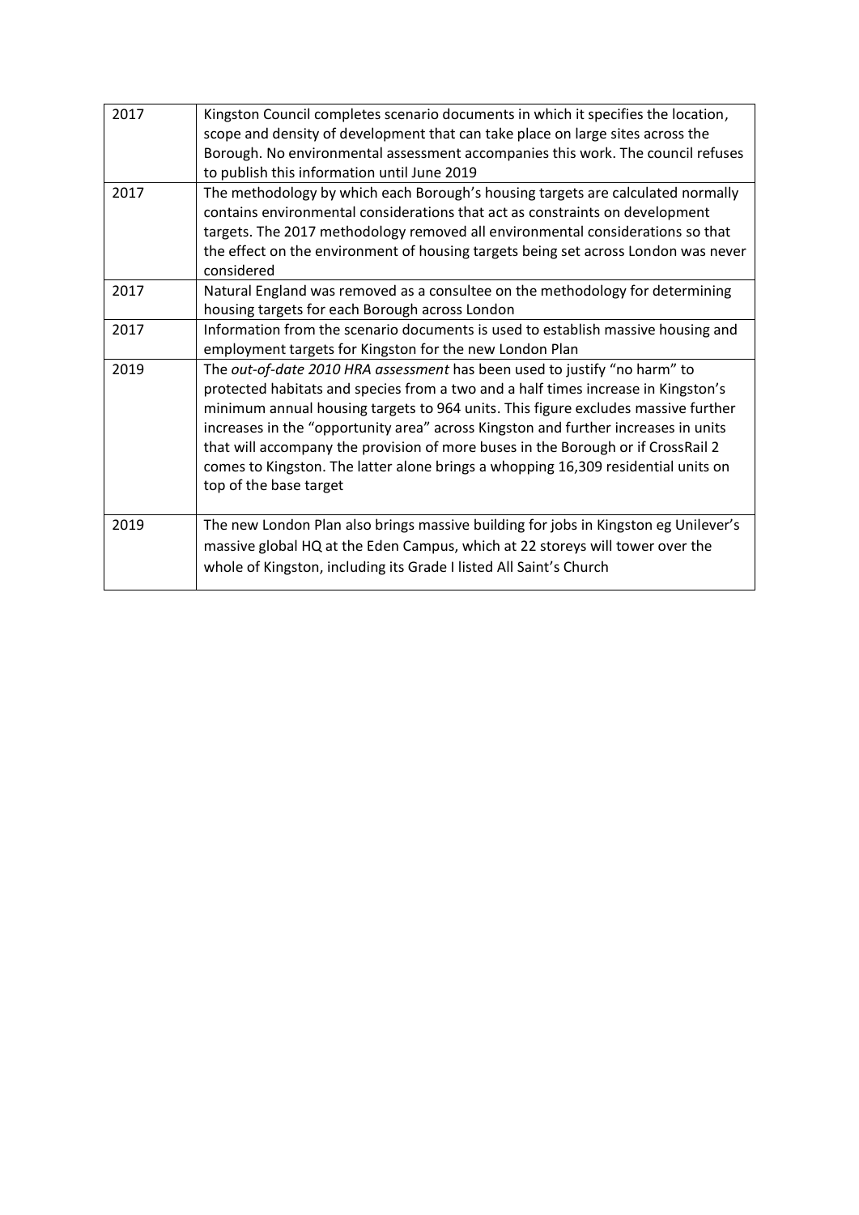| | |
|---|---|
| 2017 | Kingston Council completes scenario documents in which it specifies the location, scope and density of development that can take place on large sites across the Borough. No environmental assessment accompanies this work. The council refuses to publish this information until June 2019 |
| 2017 | The methodology by which each Borough's housing targets are calculated normally contains environmental considerations that act as constraints on development targets. The 2017 methodology removed all environmental considerations so that the effect on the environment of housing targets being set across London was never considered |
| 2017 | Natural England was removed as a consultee on the methodology for determining housing targets for each Borough across London |
| 2017 | Information from the scenario documents is used to establish massive housing and employment targets for Kingston for the new London Plan |
| 2019 | The *out-of-date 2010 HRA assessment* has been used to justify "no harm" to protected habitats and species from a two and a half times increase in Kingston's minimum annual housing targets to 964 units. This figure excludes massive further increases in the "opportunity area" across Kingston and further increases in units that will accompany the provision of more buses in the Borough or if CrossRail 2 comes to Kingston. The latter alone brings a whopping 16,309 residential units on top of the base target |
| 2019 | The new London Plan also brings massive building for jobs in Kingston eg Unilever's massive global HQ at the Eden Campus, which at 22 storeys will tower over the whole of Kingston, including its Grade I listed All Saint's Church |